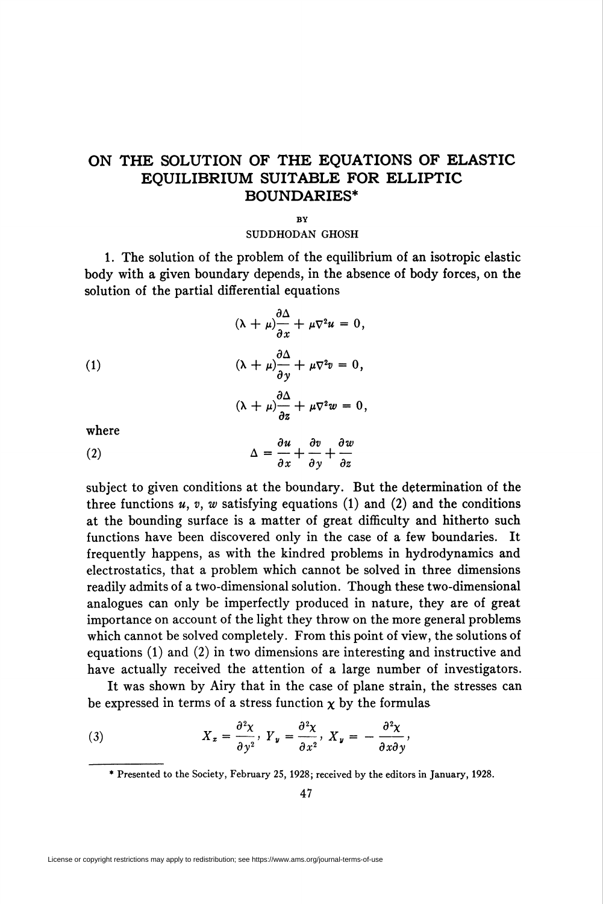# ON THE SOLUTION OF THE EQUATIONS OF ELASTIC EQUILIBRIUM SUITABLE FOR ELLIPTIC BOUNDARIES*

BY

SUDDHODAN GHOSH

1. The solution of the problem of the equilibrium of an isotropic elastic body with a given boundary depends, in the absence of body forces, on the solution of the partial differential equations

$$
(1) \qquad
\begin{aligned}
(\lambda + \mu)\frac{\partial \Delta}{\partial x} + \mu \nabla^2 u &= 0, \\
(\lambda + \mu)\frac{\partial \Delta}{\partial y} + \mu \nabla^2 v &= 0, \\
(\lambda + \mu)\frac{\partial \Delta}{\partial z} + \mu \nabla^2 w &= 0,
\end{aligned}
$$

where

$$
(2) \qquad \Delta = \frac{\partial u}{\partial x} + \frac{\partial v}{\partial y} + \frac{\partial w}{\partial z}
$$

subject to given conditions at the boundary. But the determination of the three functions $u$, $v$, $w$ satisfying equations (1) and (2) and the conditions at the bounding surface is a matter of great difficulty and hitherto such functions have been discovered only in the case of a few boundaries. It frequently happens, as with the kindred problems in hydrodynamics and electrostatics, that a problem which cannot be solved in three dimensions readily admits of a two-dimensional solution. Though these two-dimensional analogues can only be imperfectly produced in nature, they are of great importance on account of the light they throw on the more general problems which cannot be solved completely. From this point of view, the solutions of equations (1) and (2) in two dimensions are interesting and instructive and have actually received the attention of a large number of investigators.

It was shown by Airy that in the case of plane strain, the stresses can be expressed in terms of a stress function $\chi$ by the formulas

$$
(3) \qquad X_x = \frac{\partial^2 \chi}{\partial y^2}, \; Y_y = \frac{\partial^2 \chi}{\partial x^2}, \; X_y = -\frac{\partial^2 \chi}{\partial x \partial y},
$$

---

* Presented to the Society, February 25, 1928; received by the editors in January, 1928.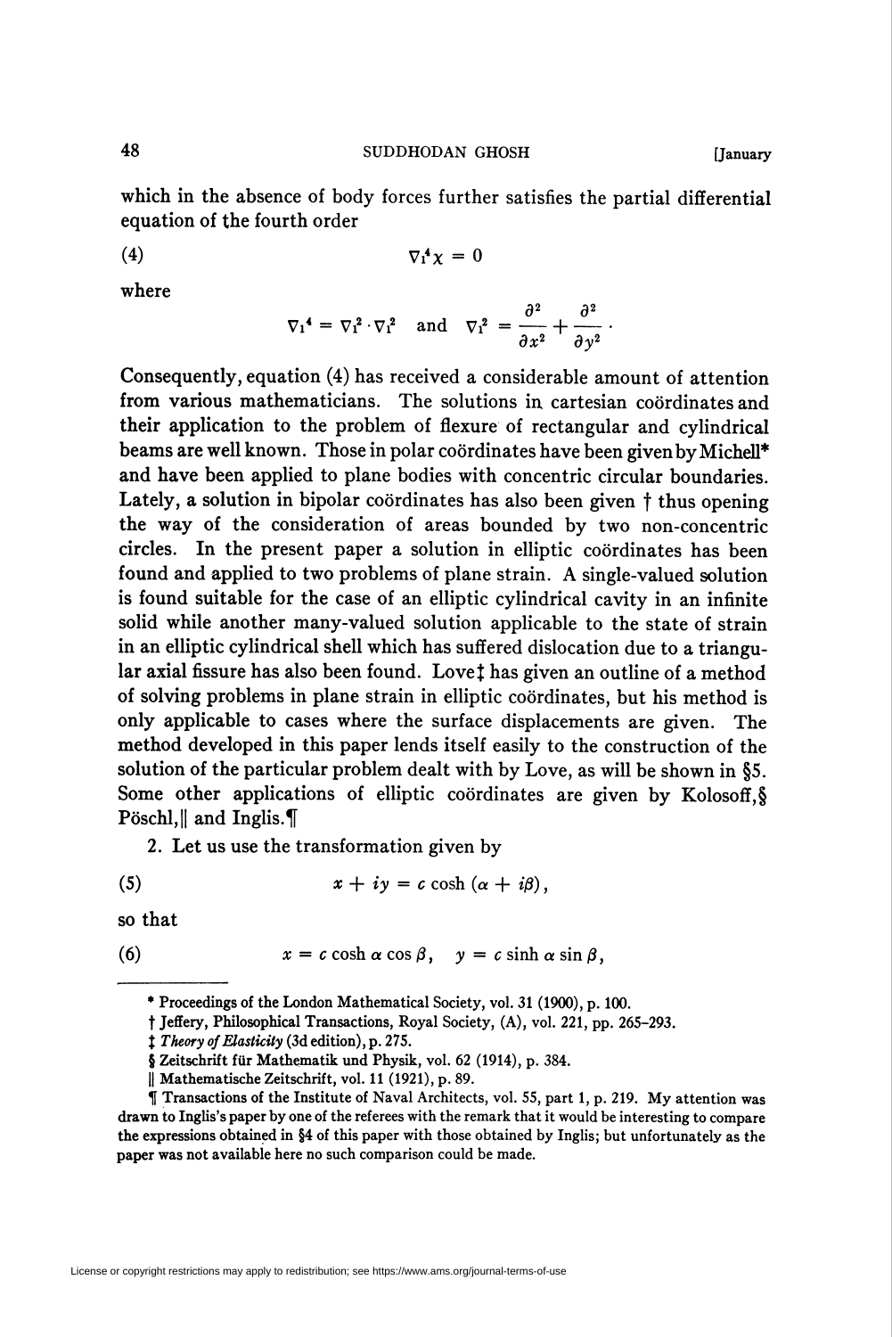which in the absence of body forces further satisfies the partial differential equation of the fourth order

$$\nabla_1^4 \chi = 0 \tag{4}$$

where

$$\nabla_1^4 = \nabla_1^2 \cdot \nabla_1^2 \quad \text{and} \quad \nabla_1^2 = \frac{\partial^2}{\partial x^2} + \frac{\partial^2}{\partial y^2} \cdot$$

Consequently, equation (4) has received a considerable amount of attention from various mathematicians. The solutions in cartesian coördinates and their application to the problem of flexure of rectangular and cylindrical beams are well known. Those in polar coördinates have been given by Michell* and have been applied to plane bodies with concentric circular boundaries. Lately, a solution in bipolar coördinates has also been given † thus opening the way of the consideration of areas bounded by two non-concentric circles. In the present paper a solution in elliptic coördinates has been found and applied to two problems of plane strain. A single-valued solution is found suitable for the case of an elliptic cylindrical cavity in an infinite solid while another many-valued solution applicable to the state of strain in an elliptic cylindrical shell which has suffered dislocation due to a triangular axial fissure has also been found. Love‡ has given an outline of a method of solving problems in plane strain in elliptic coördinates, but his method is only applicable to cases where the surface displacements are given. The method developed in this paper lends itself easily to the construction of the solution of the particular problem dealt with by Love, as will be shown in §5. Some other applications of elliptic coördinates are given by Kolosoff,§ Pöschl,|| and Inglis.¶

2. Let us use the transformation given by

$$x + iy = c \cosh (\alpha + i\beta), \tag{5}$$

so that

$$x = c \cosh \alpha \cos \beta, \quad y = c \sinh \alpha \sin \beta, \tag{6}$$

---

\* Proceedings of the London Mathematical Society, vol. 31 (1900), p. 100.

† Jeffery, Philosophical Transactions, Royal Society, (A), vol. 221, pp. 265–293.

‡ *Theory of Elasticity* (3d edition), p. 275.

§ Zeitschrift für Mathematik und Physik, vol. 62 (1914), p. 384.

|| Mathematische Zeitschrift, vol. 11 (1921), p. 89.

¶ Transactions of the Institute of Naval Architects, vol. 55, part 1, p. 219. My attention was drawn to Inglis's paper by one of the referees with the remark that it would be interesting to compare the expressions obtained in §4 of this paper with those obtained by Inglis; but unfortunately as the paper was not available here no such comparison could be made.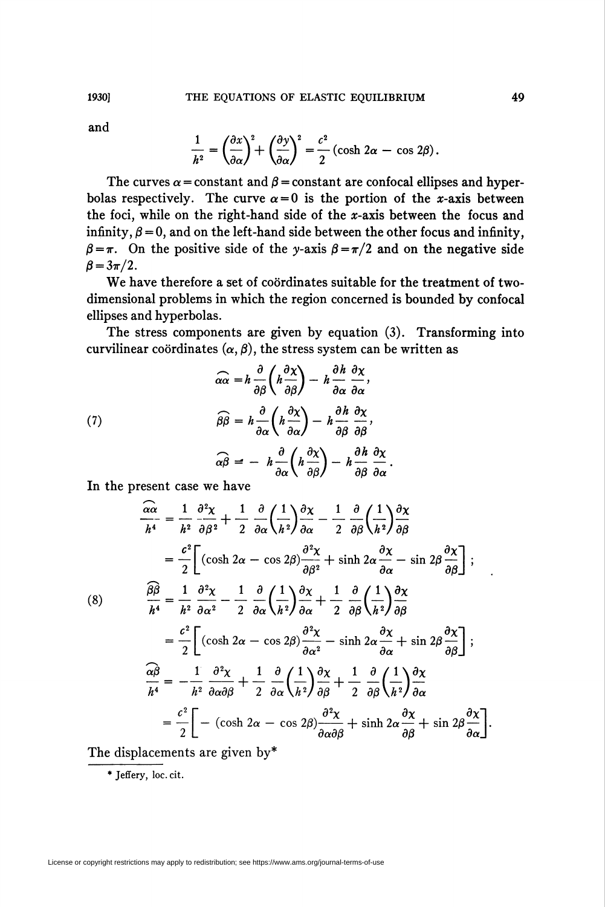and

$$\frac{1}{h^2} = \left(\frac{\partial x}{\partial \alpha}\right)^2 + \left(\frac{\partial y}{\partial \alpha}\right)^2 = \frac{c^2}{2}(\cosh 2\alpha - \cos 2\beta).$$

The curves $\alpha =$ constant and $\beta =$ constant are confocal ellipses and hyperbolas respectively. The curve $\alpha = 0$ is the portion of the $x$-axis between the foci, while on the right-hand side of the $x$-axis between the focus and infinity, $\beta = 0$, and on the left-hand side between the other focus and infinity, $\beta = \pi$. On the positive side of the $y$-axis $\beta = \pi/2$ and on the negative side $\beta = 3\pi/2$.

We have therefore a set of coördinates suitable for the treatment of two-dimensional problems in which the region concerned is bounded by confocal ellipses and hyperbolas.

The stress components are given by equation (3). Transforming into curvilinear coördinates $(\alpha, \beta)$, the stress system can be written as

$$\tag{7}
\begin{aligned}
\widehat{\alpha\alpha} &= h\frac{\partial}{\partial \beta}\left(h\frac{\partial \chi}{\partial \beta}\right) - h\frac{\partial h}{\partial \alpha}\frac{\partial \chi}{\partial \alpha},\\
\widehat{\beta\beta} &= h\frac{\partial}{\partial \alpha}\left(h\frac{\partial \chi}{\partial \alpha}\right) - h\frac{\partial h}{\partial \beta}\frac{\partial \chi}{\partial \beta},\\
\widehat{\alpha\beta} &= -\, h\frac{\partial}{\partial \alpha}\left(h\frac{\partial \chi}{\partial \beta}\right) - h\frac{\partial h}{\partial \beta}\frac{\partial \chi}{\partial \alpha}.
\end{aligned}$$

In the present case we have

$$\tag{8}
\begin{aligned}
\frac{\widehat{\alpha\alpha}}{h^4} &= \frac{1}{h^2}\frac{\partial^2 \chi}{\partial \beta^2} + \frac{1}{2}\frac{\partial}{\partial \alpha}\left(\frac{1}{h^2}\right)\frac{\partial \chi}{\partial \alpha} - \frac{1}{2}\frac{\partial}{\partial \beta}\left(\frac{1}{h^2}\right)\frac{\partial \chi}{\partial \beta}\\
&= \frac{c^2}{2}\left[(\cosh 2\alpha - \cos 2\beta)\frac{\partial^2 \chi}{\partial \beta^2} + \sinh 2\alpha\frac{\partial \chi}{\partial \alpha} - \sin 2\beta\frac{\partial \chi}{\partial \beta}\right];\\
\frac{\widehat{\beta\beta}}{h^4} &= \frac{1}{h^2}\frac{\partial^2 \chi}{\partial \alpha^2} - \frac{1}{2}\frac{\partial}{\partial \alpha}\left(\frac{1}{h^2}\right)\frac{\partial \chi}{\partial \alpha} + \frac{1}{2}\frac{\partial}{\partial \beta}\left(\frac{1}{h^2}\right)\frac{\partial \chi}{\partial \beta}\\
&= \frac{c^2}{2}\left[(\cosh 2\alpha - \cos 2\beta)\frac{\partial^2 \chi}{\partial \alpha^2} - \sinh 2\alpha\frac{\partial \chi}{\partial \alpha} + \sin 2\beta\frac{\partial \chi}{\partial \beta}\right];\\
\frac{\widehat{\alpha\beta}}{h^4} &= -\frac{1}{h^2}\frac{\partial^2 \chi}{\partial \alpha \partial \beta} + \frac{1}{2}\frac{\partial}{\partial \alpha}\left(\frac{1}{h^2}\right)\frac{\partial \chi}{\partial \beta} + \frac{1}{2}\frac{\partial}{\partial \beta}\left(\frac{1}{h^2}\right)\frac{\partial \chi}{\partial \alpha}\\
&= \frac{c^2}{2}\left[-\,(\cosh 2\alpha - \cos 2\beta)\frac{\partial^2 \chi}{\partial \alpha \partial \beta} + \sinh 2\alpha\frac{\partial \chi}{\partial \beta} + \sin 2\beta\frac{\partial \chi}{\partial \alpha}\right].
\end{aligned}$$

The displacements are given by*

---

\* Jeffery, loc. cit.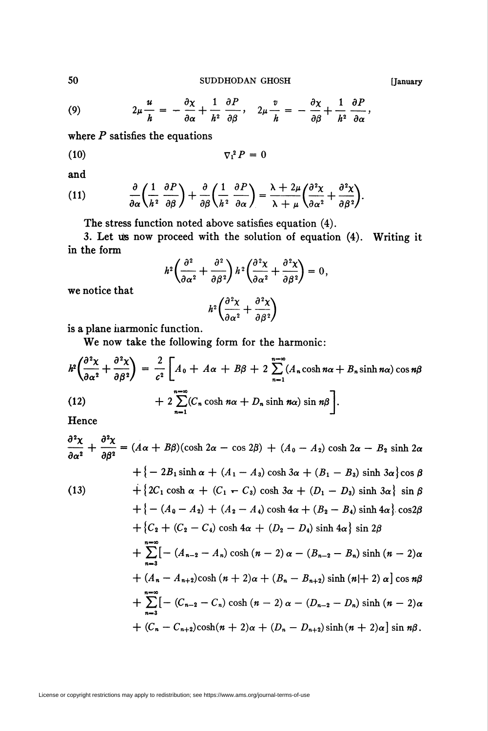$$2\mu \frac{u}{h} = -\frac{\partial \chi}{\partial \alpha} + \frac{1}{h^2}\frac{\partial P}{\partial \beta}, \quad 2\mu \frac{v}{h} = -\frac{\partial \chi}{\partial \beta} + \frac{1}{h^2}\frac{\partial P}{\partial \alpha}, \tag{9}$$

where $P$ satisfies the equations

$$\nabla_1^2 P = 0 \tag{10}$$

and

$$\frac{\partial}{\partial \alpha}\left(\frac{1}{h^2}\frac{\partial P}{\partial \beta}\right) + \frac{\partial}{\partial \beta}\left(\frac{1}{h^2}\frac{\partial P}{\partial \alpha}\right) = \frac{\lambda + 2\mu}{\lambda + \mu}\left(\frac{\partial^2 \chi}{\partial \alpha^2} + \frac{\partial^2 \chi}{\partial \beta^2}\right). \tag{11}$$

The stress function noted above satisfies equation (4).

3. Let us now proceed with the solution of equation (4). Writing it in the form

$$h^2\left(\frac{\partial^2}{\partial \alpha^2} + \frac{\partial^2}{\partial \beta^2}\right) h^2 \left(\frac{\partial^2 \chi}{\partial \alpha^2} + \frac{\partial^2 \chi}{\partial \beta^2}\right) = 0,$$

we notice that

$$h^2\left(\frac{\partial^2 \chi}{\partial \alpha^2} + \frac{\partial^2 \chi}{\partial \beta^2}\right)$$

is a plane harmonic function.

We now take the following form for the harmonic:

$$\begin{aligned} h^2\left(\frac{\partial^2 \chi}{\partial \alpha^2} + \frac{\partial^2 \chi}{\partial \beta^2}\right) = \frac{2}{c^2}\Bigg[ & A_0 + A\alpha + B\beta + 2\sum_{n=1}^{n=\infty}(A_n \cosh n\alpha + B_n \sinh n\alpha)\cos n\beta \\ & + 2\sum_{n=1}^{n=\infty}(C_n \cosh n\alpha + D_n \sinh n\alpha)\sin n\beta \Bigg]. \end{aligned} \tag{12}$$

Hence

$$\begin{aligned} \frac{\partial^2 \chi}{\partial \alpha^2} + \frac{\partial^2 \chi}{\partial \beta^2} = & (A\alpha + B\beta)(\cosh 2\alpha - \cos 2\beta) + (A_0 - A_2)\cosh 2\alpha - B_2 \sinh 2\alpha \\ & + \left\{-2B_1 \sinh \alpha + (A_1 - A_3)\cosh 3\alpha + (B_1 - B_3)\sinh 3\alpha\right\}\cos \beta \\ & + \left\{2C_1 \cosh \alpha + (C_1 - C_3)\cosh 3\alpha + (D_1 - D_3)\sinh 3\alpha\right\}\sin \beta \\ & + \left\{-(A_0 - A_2) + (A_2 - A_4)\cosh 4\alpha + (B_2 - B_4)\sinh 4\alpha\right\}\cos 2\beta \\ & + \left\{C_2 + (C_2 - C_4)\cosh 4\alpha + (D_2 - D_4)\sinh 4\alpha\right\}\sin 2\beta \\ & + \sum_{n=3}^{n=\infty}\big[-(A_{n-2} - A_n)\cosh(n-2)\alpha - (B_{n-2} - B_n)\sinh(n-2)\alpha \\ & + (A_n - A_{n+2})\cosh(n+2)\alpha + (B_n - B_{n+2})\sinh(n+2)\alpha\big]\cos n\beta \\ & + \sum_{n=3}^{n=\infty}\big[-(C_{n-2} - C_n)\cosh(n-2)\alpha - (D_{n-2} - D_n)\sinh(n-2)\alpha \\ & + (C_n - C_{n+2})\cosh(n+2)\alpha + (D_n - D_{n+2})\sinh(n+2)\alpha\big]\sin n\beta. \end{aligned} \tag{13}$$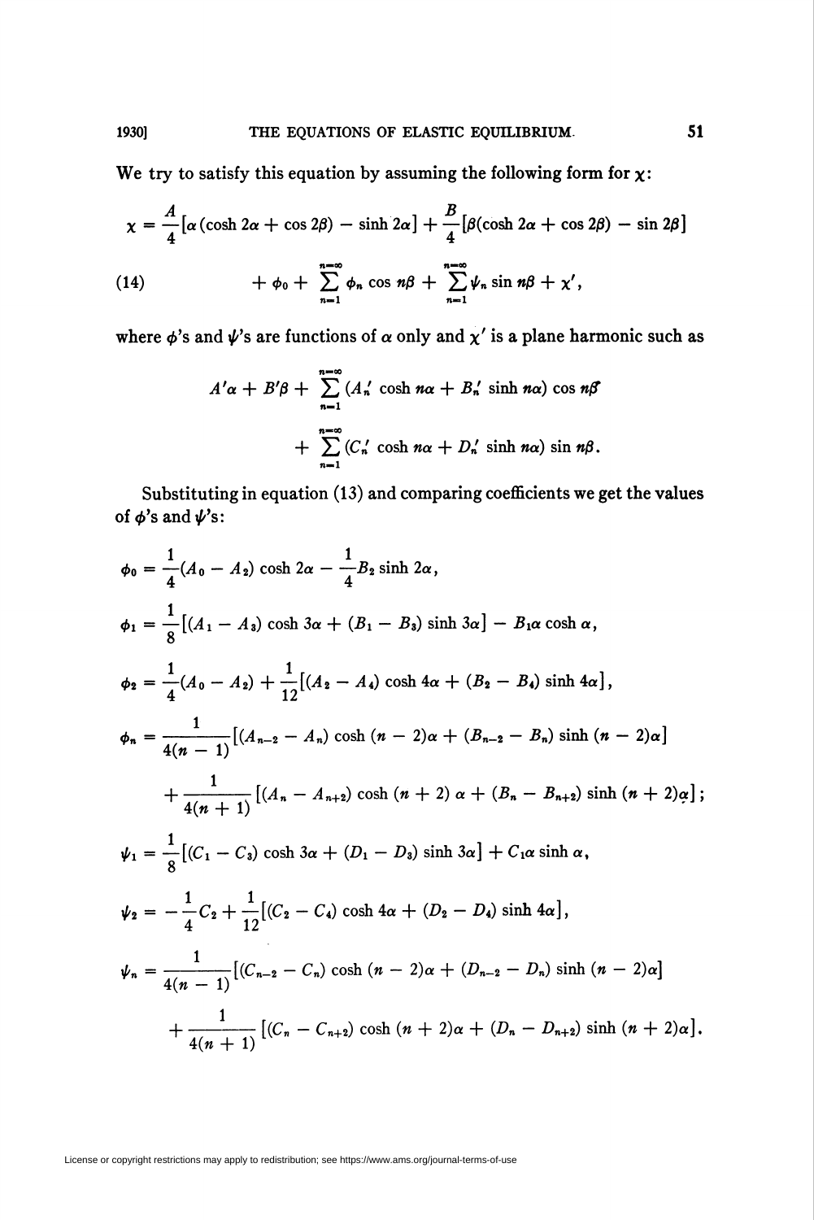We try to satisfy this equation by assuming the following form for $\chi$:

$$\chi = \frac{A}{4}[\alpha(\cosh 2\alpha + \cos 2\beta) - \sinh 2\alpha] + \frac{B}{4}[\beta(\cosh 2\alpha + \cos 2\beta) - \sin 2\beta]$$

$$+ \phi_0 + \sum_{n=1}^{n=\infty} \phi_n \cos n\beta + \sum_{n=1}^{n=\infty} \psi_n \sin n\beta + \chi', \tag{14}$$

where $\phi$'s and $\psi$'s are functions of $\alpha$ only and $\chi'$ is a plane harmonic such as

$$A'\alpha + B'\beta + \sum_{n=1}^{n=\infty} (A_n' \cosh n\alpha + B_n' \sinh n\alpha) \cos n\beta$$

$$+ \sum_{n=1}^{n=\infty} (C_n' \cosh n\alpha + D_n' \sinh n\alpha) \sin n\beta.$$

Substituting in equation (13) and comparing coefficients we get the values of $\phi$'s and $\psi$'s:

$$\phi_0 = \frac{1}{4}(A_0 - A_2) \cosh 2\alpha - \frac{1}{4}B_2 \sinh 2\alpha,$$

$$\phi_1 = \frac{1}{8}[(A_1 - A_3) \cosh 3\alpha + (B_1 - B_3) \sinh 3\alpha] - B_1\alpha \cosh \alpha,$$

$$\phi_2 = \frac{1}{4}(A_0 - A_2) + \frac{1}{12}[(A_2 - A_4) \cosh 4\alpha + (B_2 - B_4) \sinh 4\alpha],$$

$$\phi_n = \frac{1}{4(n-1)}[(A_{n-2} - A_n) \cosh (n-2)\alpha + (B_{n-2} - B_n) \sinh (n-2)\alpha]$$

$$+ \frac{1}{4(n+1)}[(A_n - A_{n+2}) \cosh (n+2)\alpha + (B_n - B_{n+2}) \sinh (n+2)\alpha];$$

$$\psi_1 = \frac{1}{8}[(C_1 - C_3) \cosh 3\alpha + (D_1 - D_3) \sinh 3\alpha] + C_1\alpha \sinh \alpha,$$

$$\psi_2 = -\frac{1}{4}C_2 + \frac{1}{12}[(C_2 - C_4) \cosh 4\alpha + (D_2 - D_4) \sinh 4\alpha],$$

$$\psi_n = \frac{1}{4(n-1)}[(C_{n-2} - C_n) \cosh (n-2)\alpha + (D_{n-2} - D_n) \sinh (n-2)\alpha]$$

$$+ \frac{1}{4(n+1)}[(C_n - C_{n+2}) \cosh (n+2)\alpha + (D_n - D_{n+2}) \sinh (n+2)\alpha].$$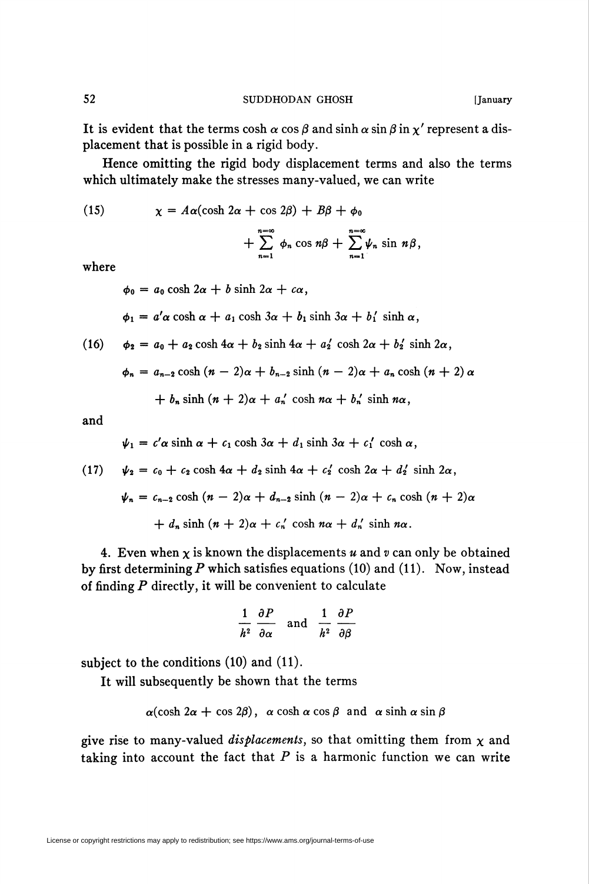It is evident that the terms $\cosh \alpha \cos \beta$ and $\sinh \alpha \sin \beta$ in $\chi'$ represent a displacement that is possible in a rigid body.

Hence omitting the rigid body displacement terms and also the terms which ultimately make the stresses many-valued, we can write

$$
\begin{aligned}
(15) \qquad \chi = A\alpha(\cosh 2\alpha + \cos 2\beta) + B\beta + \phi_0 \\
+ \sum_{n=1}^{n=\infty} \phi_n \cos n\beta + \sum_{n=1}^{n=\infty} \psi_n \sin n\beta,
\end{aligned}
$$

where

$$
\begin{aligned}
&\phi_0 = a_0 \cosh 2\alpha + b \sinh 2\alpha + c\alpha, \\
&\phi_1 = a'\alpha \cosh \alpha + a_1 \cosh 3\alpha + b_1 \sinh 3\alpha + b_1' \sinh \alpha, \\
(16) \qquad &\phi_2 = a_0 + a_2 \cosh 4\alpha + b_2 \sinh 4\alpha + a_2' \cosh 2\alpha + b_2' \sinh 2\alpha, \\
&\phi_n = a_{n-2} \cosh (n-2)\alpha + b_{n-2} \sinh (n-2)\alpha + a_n \cosh (n+2)\alpha \\
&\qquad + b_n \sinh (n+2)\alpha + a_n' \cosh n\alpha + b_n' \sinh n\alpha,
\end{aligned}
$$

and

$$
\begin{aligned}
&\psi_1 = c'\alpha \sinh \alpha + c_1 \cosh 3\alpha + d_1 \sinh 3\alpha + c_1' \cosh \alpha, \\
(17) \qquad &\psi_2 = c_0 + c_2 \cosh 4\alpha + d_2 \sinh 4\alpha + c_2' \cosh 2\alpha + d_2' \sinh 2\alpha, \\
&\psi_n = c_{n-2} \cosh (n-2)\alpha + d_{n-2} \sinh (n-2)\alpha + c_n \cosh (n+2)\alpha \\
&\qquad + d_n \sinh (n+2)\alpha + c_n' \cosh n\alpha + d_n' \sinh n\alpha.
\end{aligned}
$$

4. Even when $\chi$ is known the displacements $u$ and $v$ can only be obtained by first determining $P$ which satisfies equations (10) and (11). Now, instead of finding $P$ directly, it will be convenient to calculate

$$
\frac{1}{h^2}\frac{\partial P}{\partial \alpha} \quad \text{and} \quad \frac{1}{h^2}\frac{\partial P}{\partial \beta}
$$

subject to the conditions (10) and (11).

It will subsequently be shown that the terms

$$
\alpha(\cosh 2\alpha + \cos 2\beta), \quad \alpha \cosh \alpha \cos \beta \quad \text{and} \quad \alpha \sinh \alpha \sin \beta
$$

give rise to many-valued *displacements*, so that omitting them from $\chi$ and taking into account the fact that $P$ is a harmonic function we can write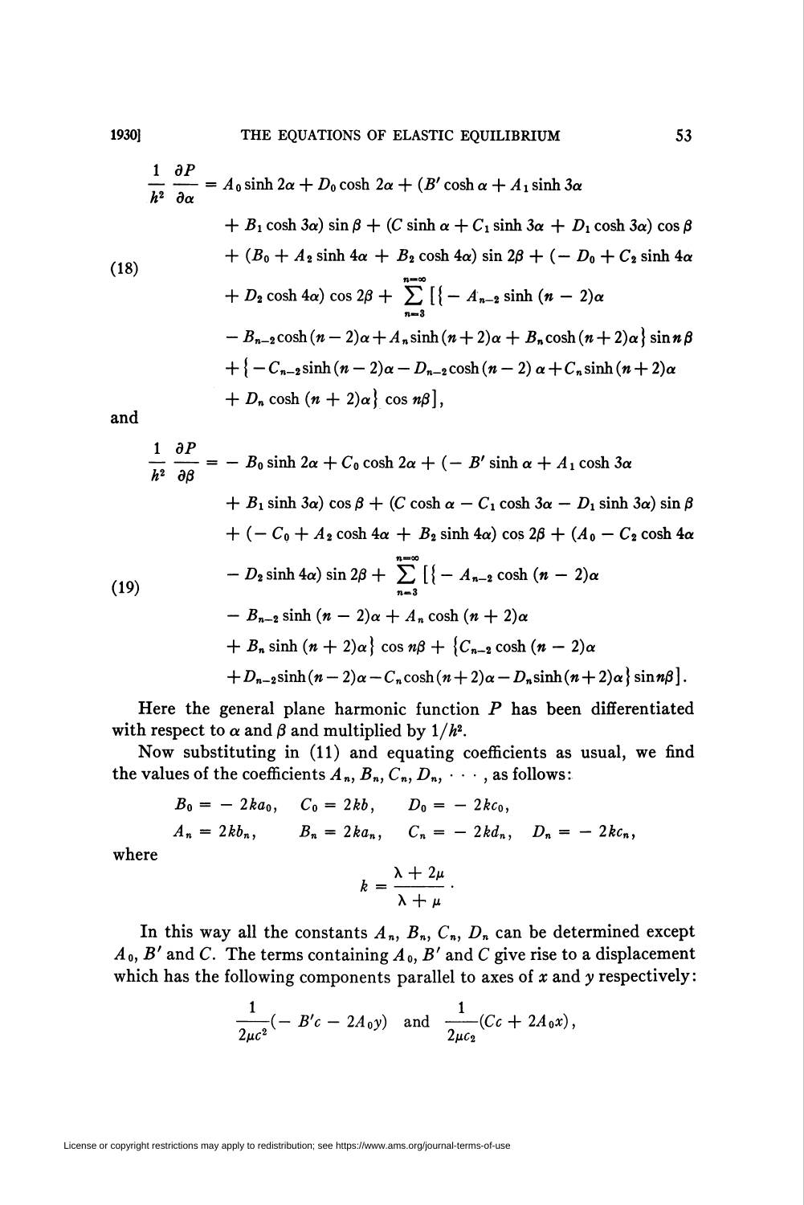$$
\begin{aligned}
\frac{1}{h^2}\frac{\partial P}{\partial \alpha} &= A_0 \sinh 2\alpha + D_0 \cosh 2\alpha + (B' \cosh \alpha + A_1 \sinh 3\alpha \\
&\quad + B_1 \cosh 3\alpha) \sin \beta + (C \sinh \alpha + C_1 \sinh 3\alpha + D_1 \cosh 3\alpha) \cos \beta \\
&\quad + (B_0 + A_2 \sinh 4\alpha + B_2 \cosh 4\alpha) \sin 2\beta + (-D_0 + C_2 \sinh 4\alpha \\
&\quad + D_2 \cosh 4\alpha) \cos 2\beta + \sum_{n=3}^{n=\infty} [\{-A_{n-2} \sinh (n-2)\alpha \\
&\quad - B_{n-2} \cosh (n-2)\alpha + A_n \sinh (n+2)\alpha + B_n \cosh (n+2)\alpha\} \sin n\beta \\
&\quad + \{-C_{n-2} \sinh (n-2)\alpha - D_{n-2} \cosh (n-2)\alpha + C_n \sinh (n+2)\alpha \\
&\quad + D_n \cosh (n+2)\alpha\} \cos n\beta],
\end{aligned} \tag{18}
$$

and

$$
\begin{aligned}
\frac{1}{h^2}\frac{\partial P}{\partial \beta} &= -B_0 \sinh 2\alpha + C_0 \cosh 2\alpha + (-B' \sinh \alpha + A_1 \cosh 3\alpha \\
&\quad + B_1 \sinh 3\alpha) \cos \beta + (C \cosh \alpha - C_1 \cosh 3\alpha - D_1 \sinh 3\alpha) \sin \beta \\
&\quad + (-C_0 + A_2 \cosh 4\alpha + B_2 \sinh 4\alpha) \cos 2\beta + (A_0 - C_2 \cosh 4\alpha \\
&\quad - D_2 \sinh 4\alpha) \sin 2\beta + \sum_{n=3}^{n=\infty} [\{-A_{n-2} \cosh (n-2)\alpha \\
&\quad - B_{n-2} \sinh (n-2)\alpha + A_n \cosh (n+2)\alpha \\
&\quad + B_n \sinh (n+2)\alpha\} \cos n\beta + \{C_{n-2} \cosh (n-2)\alpha \\
&\quad + D_{n-2} \sinh (n-2)\alpha - C_n \cosh (n+2)\alpha - D_n \sinh (n+2)\alpha\} \sin n\beta].
\end{aligned} \tag{19}
$$

Here the general plane harmonic function $P$ has been differentiated with respect to $\alpha$ and $\beta$ and multiplied by $1/h^2$.

Now substituting in (11) and equating coefficients as usual, we find the values of the coefficients $A_n, B_n, C_n, D_n, \cdots$, as follows:

$$
B_0 = -2ka_0, \quad C_0 = 2kb, \quad D_0 = -2kc_0,
$$

$$
A_n = 2kb_n, \quad B_n = 2ka_n, \quad C_n = -2kd_n, \quad D_n = -2kc_n,
$$

where

$$
k = \frac{\lambda + 2\mu}{\lambda + \mu}.
$$

In this way all the constants $A_n, B_n, C_n, D_n$ can be determined except $A_0$, $B'$ and $C$. The terms containing $A_0$, $B'$ and $C$ give rise to a displacement which has the following components parallel to axes of $x$ and $y$ respectively:

$$
\frac{1}{2\mu c^2}(-B'c - 2A_0 y) \quad \text{and} \quad \frac{1}{2\mu c_2}(Cc + 2A_0 x),
$$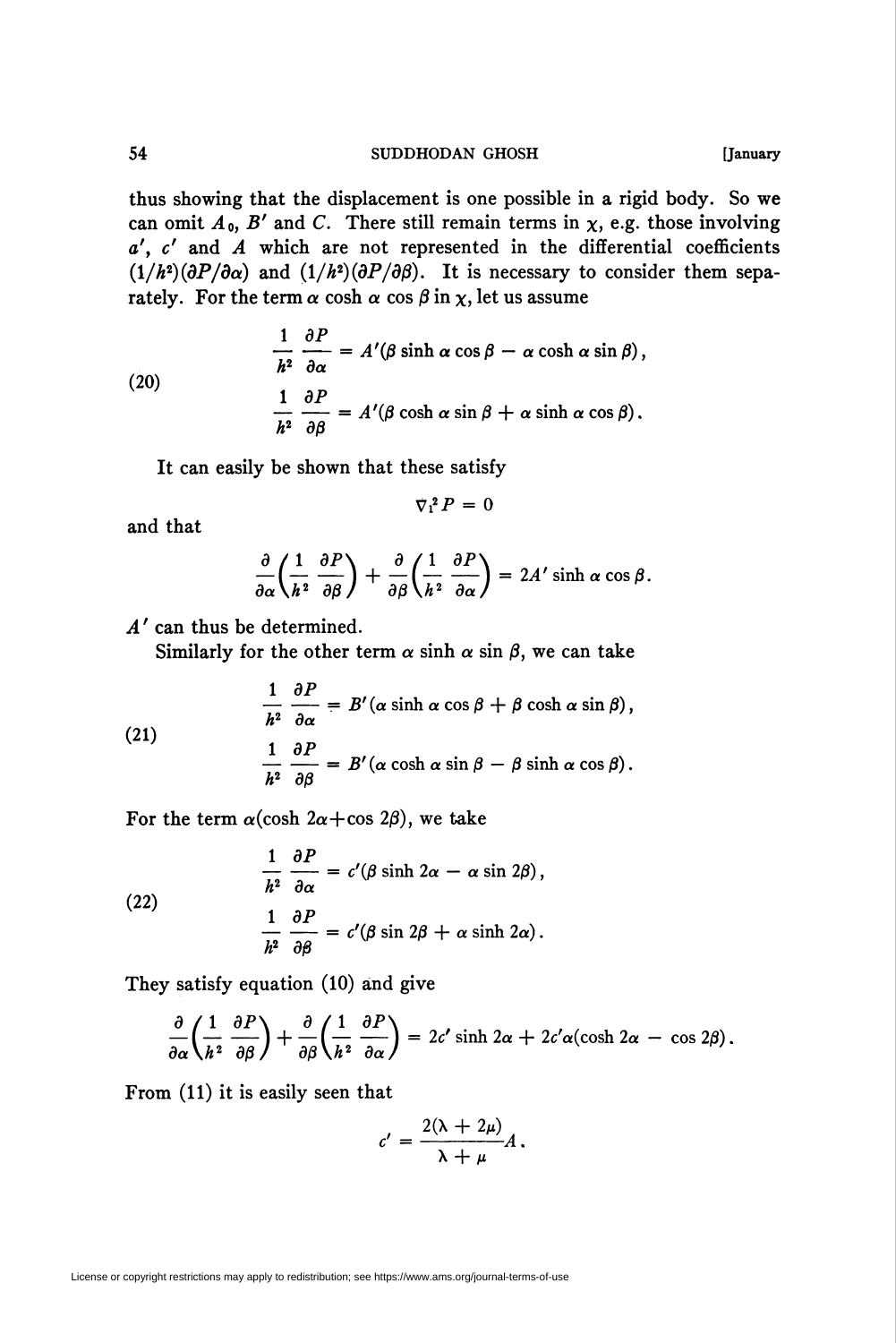thus showing that the displacement is one possible in a rigid body. So we can omit $A_0$, $B'$ and $C$. There still remain terms in $\chi$, e.g. those involving $a'$, $c'$ and $A$ which are not represented in the differential coefficients $(1/h^2)(\partial P/\partial \alpha)$ and $(1/h^2)(\partial P/\partial \beta)$. It is necessary to consider them separately. For the term $\alpha \cosh \alpha \cos \beta$ in $\chi$, let us assume

$$
\begin{aligned}
\frac{1}{h^2}\frac{\partial P}{\partial \alpha} &= A'(\beta \sinh \alpha \cos \beta - \alpha \cosh \alpha \sin \beta), \\
\frac{1}{h^2}\frac{\partial P}{\partial \beta} &= A'(\beta \cosh \alpha \sin \beta + \alpha \sinh \alpha \cos \beta).
\end{aligned} \tag{20}
$$

It can easily be shown that these satisfy

$$\nabla_1^2 P = 0$$

and that

$$\frac{\partial}{\partial \alpha}\left(\frac{1}{h^2}\frac{\partial P}{\partial \beta}\right) + \frac{\partial}{\partial \beta}\left(\frac{1}{h^2}\frac{\partial P}{\partial \alpha}\right) = 2A' \sinh \alpha \cos \beta.$$

$A'$ can thus be determined.

Similarly for the other term $\alpha \sinh \alpha \sin \beta$, we can take

$$
\begin{aligned}
\frac{1}{h^2}\frac{\partial P}{\partial \alpha} &= B'(\alpha \sinh \alpha \cos \beta + \beta \cosh \alpha \sin \beta), \\
\frac{1}{h^2}\frac{\partial P}{\partial \beta} &= B'(\alpha \cosh \alpha \sin \beta - \beta \sinh \alpha \cos \beta).
\end{aligned} \tag{21}
$$

For the term $\alpha(\cosh 2\alpha + \cos 2\beta)$, we take

$$
\begin{aligned}
\frac{1}{h^2}\frac{\partial P}{\partial \alpha} &= c'(\beta \sinh 2\alpha - \alpha \sin 2\beta), \\
\frac{1}{h^2}\frac{\partial P}{\partial \beta} &= c'(\beta \sin 2\beta + \alpha \sinh 2\alpha).
\end{aligned} \tag{22}
$$

They satisfy equation (10) and give

$$\frac{\partial}{\partial \alpha}\left(\frac{1}{h^2}\frac{\partial P}{\partial \beta}\right) + \frac{\partial}{\partial \beta}\left(\frac{1}{h^2}\frac{\partial P}{\partial \alpha}\right) = 2c' \sinh 2\alpha + 2c'\alpha(\cosh 2\alpha - \cos 2\beta).$$

From (11) it is easily seen that

$$c' = \frac{2(\lambda + 2\mu)}{\lambda + \mu} A.$$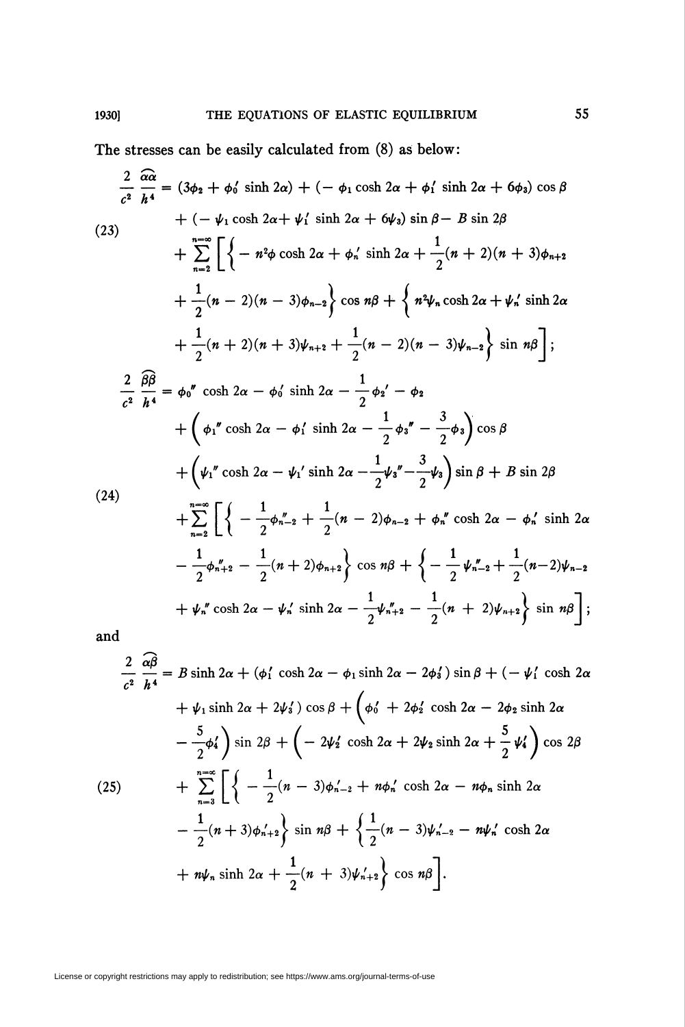The stresses can be easily calculated from (8) as below:

$$
\begin{aligned}
\frac{2}{c^2}\frac{\widehat{\alpha\alpha}}{h^4} = {} & (3\phi_2 + \phi_0' \sinh 2\alpha) + (-\phi_1 \cosh 2\alpha + \phi_1' \sinh 2\alpha + 6\phi_3)\cos\beta \\
& + (-\psi_1 \cosh 2\alpha + \psi_1' \sinh 2\alpha + 6\psi_3)\sin\beta - B\sin 2\beta \\
& + \sum_{n=2}^{n=\infty}\Bigg[\Big\{-n^2\phi \cosh 2\alpha + \phi_n' \sinh 2\alpha + \frac{1}{2}(n+2)(n+3)\phi_{n+2} \\
& + \frac{1}{2}(n-2)(n-3)\phi_{n-2}\Big\}\cos n\beta + \Big\{n^2\psi_n \cosh 2\alpha + \psi_n' \sinh 2\alpha \\
& + \frac{1}{2}(n+2)(n+3)\psi_{n+2} + \frac{1}{2}(n-2)(n-3)\psi_{n-2}\Big\}\sin n\beta\Bigg];
\end{aligned}
\tag{23}
$$

$$
\begin{aligned}
\frac{2}{c^2}\frac{\widehat{\beta\beta}}{h^4} = {} & \phi_0'' \cosh 2\alpha - \phi_0' \sinh 2\alpha - \frac{1}{2}\phi_2' - \phi_2 \\
& + \left(\phi_1'' \cosh 2\alpha - \phi_1' \sinh 2\alpha - \frac{1}{2}\phi_3'' - \frac{3}{2}\phi_3\right)\cos\beta \\
& + \left(\psi_1'' \cosh 2\alpha - \psi_1' \sinh 2\alpha - \frac{1}{2}\psi_3'' - \frac{3}{2}\psi_3\right)\sin\beta + B\sin 2\beta \\
& + \sum_{n=2}^{n=\infty}\Bigg[\Big\{-\frac{1}{2}\phi_{n-2}'' + \frac{1}{2}(n-2)\phi_{n-2} + \phi_n'' \cosh 2\alpha - \phi_n' \sinh 2\alpha \\
& - \frac{1}{2}\phi_{n+2}'' - \frac{1}{2}(n+2)\phi_{n+2}\Big\}\cos n\beta + \Big\{-\frac{1}{2}\psi_{n-2}'' + \frac{1}{2}(n-2)\psi_{n-2} \\
& + \psi_n'' \cosh 2\alpha - \psi_n' \sinh 2\alpha - \frac{1}{2}\psi_{n+2}'' - \frac{1}{2}(n+2)\psi_{n+2}\Big\}\sin n\beta\Bigg];
\end{aligned}
\tag{24}
$$

and

$$
\begin{aligned}
\frac{2}{c^2}\frac{\widehat{\alpha\beta}}{h^4} = {} & B\sinh 2\alpha + (\phi_1' \cosh 2\alpha - \phi_1 \sinh 2\alpha - 2\phi_3')\sin\beta + (-\psi_1' \cosh 2\alpha \\
& + \psi_1 \sinh 2\alpha + 2\psi_3')\cos\beta + \Big(\phi_0' + 2\phi_2' \cosh 2\alpha - 2\phi_2 \sinh 2\alpha \\
& - \frac{5}{2}\phi_4'\Big)\sin 2\beta + \Big(-2\psi_2' \cosh 2\alpha + 2\psi_2 \sinh 2\alpha + \frac{5}{2}\psi_4'\Big)\cos 2\beta \\
& + \sum_{n=3}^{n=\infty}\Bigg[\Big\{-\frac{1}{2}(n-3)\phi_{n-2}' + n\phi_n' \cosh 2\alpha - n\phi_n \sinh 2\alpha \\
& - \frac{1}{2}(n+3)\phi_{n+2}'\Big\}\sin n\beta + \Big\{\frac{1}{2}(n-3)\psi_{n-2}' - n\psi_n' \cosh 2\alpha \\
& + n\psi_n \sinh 2\alpha + \frac{1}{2}(n+3)\psi_{n+2}'\Big\}\cos n\beta\Bigg].
\end{aligned}
\tag{25}
$$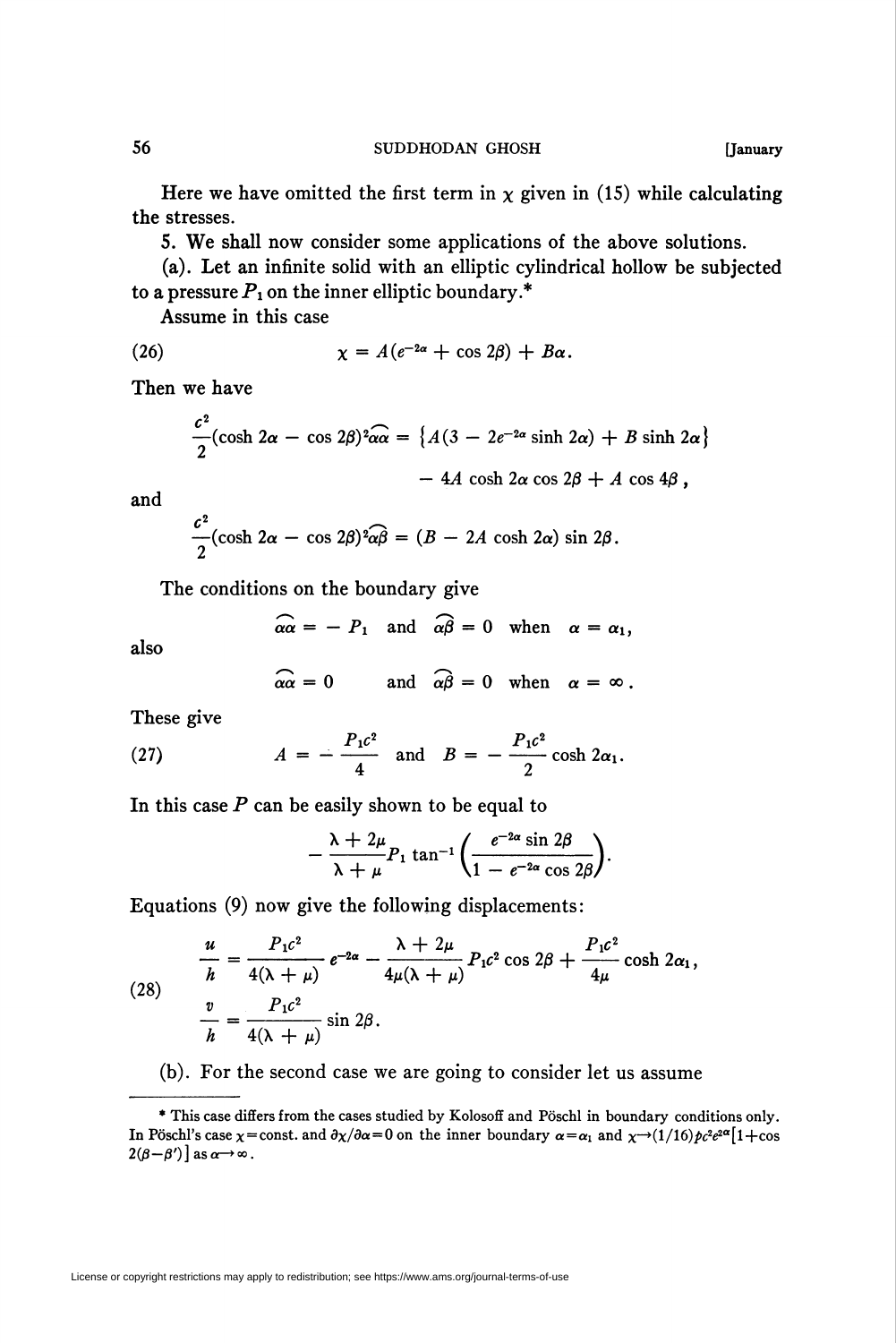Here we have omitted the first term in $\chi$ given in (15) while calculating the stresses.

5. We shall now consider some applications of the above solutions.

(a). Let an infinite solid with an elliptic cylindrical hollow be subjected to a pressure $P_1$ on the inner elliptic boundary.*

Assume in this case

$$\chi = A(e^{-2\alpha} + \cos 2\beta) + B\alpha. \tag{26}$$

Then we have

$$\frac{c^2}{2}(\cosh 2\alpha - \cos 2\beta)^2 \widehat{\alpha\alpha} = \{A(3 - 2e^{-2\alpha} \sinh 2\alpha) + B \sinh 2\alpha\} - 4A \cosh 2\alpha \cos 2\beta + A \cos 4\beta,$$

and

$$\frac{c^2}{2}(\cosh 2\alpha - \cos 2\beta)^2 \widehat{\alpha\beta} = (B - 2A \cosh 2\alpha) \sin 2\beta.$$

The conditions on the boundary give

$$\widehat{\alpha\alpha} = -P_1 \quad \text{and} \quad \widehat{\alpha\beta} = 0 \quad \text{when} \quad \alpha = \alpha_1,$$

also

$$\widehat{\alpha\alpha} = 0 \quad \text{and} \quad \widehat{\alpha\beta} = 0 \quad \text{when} \quad \alpha = \infty.$$

These give

$$A = -\frac{P_1 c^2}{4} \quad \text{and} \quad B = -\frac{P_1 c^2}{2} \cosh 2\alpha_1. \tag{27}$$

In this case $P$ can be easily shown to be equal to

$$-\frac{\lambda + 2\mu}{\lambda + \mu} P_1 \tan^{-1}\left(\frac{e^{-2\alpha} \sin 2\beta}{1 - e^{-2\alpha} \cos 2\beta}\right).$$

Equations (9) now give the following displacements:

$$\begin{aligned} \frac{u}{h} &= \frac{P_1 c^2}{4(\lambda + \mu)} e^{-2\alpha} - \frac{\lambda + 2\mu}{4\mu(\lambda + \mu)} P_1 c^2 \cos 2\beta + \frac{P_1 c^2}{4\mu} \cosh 2\alpha_1, \\ \frac{v}{h} &= \frac{P_1 c^2}{4(\lambda + \mu)} \sin 2\beta. \end{aligned} \tag{28}$$

(b). For the second case we are going to consider let us assume

---

\* This case differs from the cases studied by Kolosoff and Pöschl in boundary conditions only. In Pöschl's case $\chi = \text{const.}$ and $\partial\chi/\partial\alpha = 0$ on the inner boundary $\alpha = \alpha_1$ and $\chi \to (1/16)pc^2 e^{2\alpha}[1 + \cos 2(\beta - \beta')]$ as $\alpha \to \infty$.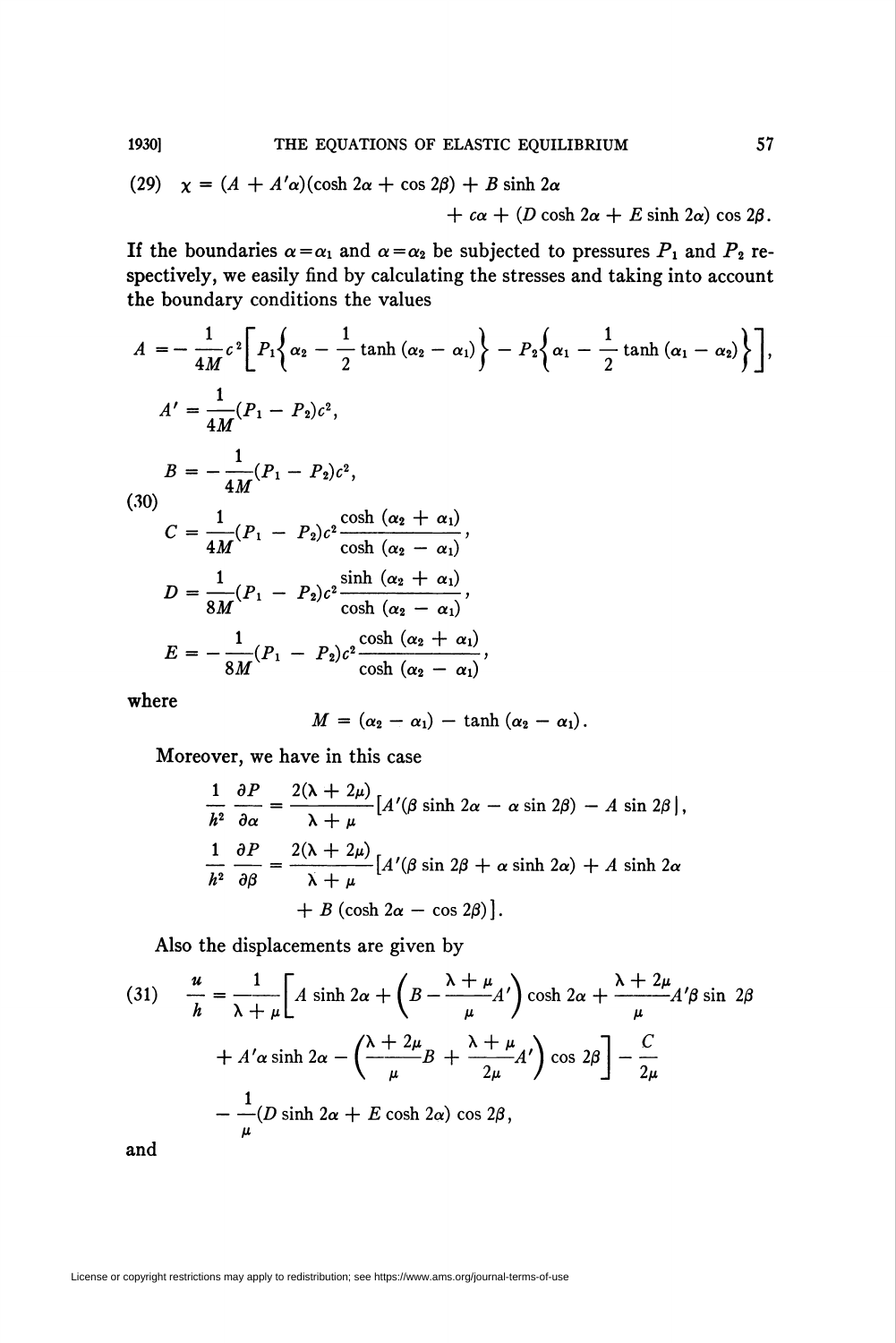$$
(29) \quad \chi = (A + A'\alpha)(\cosh 2\alpha + \cos 2\beta) + B \sinh 2\alpha + c\alpha + (D \cosh 2\alpha + E \sinh 2\alpha) \cos 2\beta.
$$

If the boundaries $\alpha = \alpha_1$ and $\alpha = \alpha_2$ be subjected to pressures $P_1$ and $P_2$ respectively, we easily find by calculating the stresses and taking into account the boundary conditions the values

$$
(30) \quad
\begin{aligned}
A &= -\frac{1}{4M} c^2 \left[ P_1 \left\{ \alpha_2 - \frac{1}{2} \tanh (\alpha_2 - \alpha_1) \right\} - P_2 \left\{ \alpha_1 - \frac{1}{2} \tanh (\alpha_1 - \alpha_2) \right\} \right], \\
A' &= \frac{1}{4M} (P_1 - P_2) c^2, \\
B &= -\frac{1}{4M} (P_1 - P_2) c^2, \\
C &= \frac{1}{4M} (P_1 - P_2) c^2 \frac{\cosh (\alpha_2 + \alpha_1)}{\cosh (\alpha_2 - \alpha_1)}, \\
D &= \frac{1}{8M} (P_1 - P_2) c^2 \frac{\sinh (\alpha_2 + \alpha_1)}{\cosh (\alpha_2 - \alpha_1)}, \\
E &= -\frac{1}{8M} (P_1 - P_2) c^2 \frac{\cosh (\alpha_2 + \alpha_1)}{\cosh (\alpha_2 - \alpha_1)},
\end{aligned}
$$

where

$$
M = (\alpha_2 - \alpha_1) - \tanh (\alpha_2 - \alpha_1).
$$

Moreover, we have in this case

$$
\begin{aligned}
\frac{1}{h^2} \frac{\partial P}{\partial \alpha} &= \frac{2(\lambda + 2\mu)}{\lambda + \mu} \left[ A'(\beta \sinh 2\alpha - \alpha \sin 2\beta) - A \sin 2\beta \right], \\
\frac{1}{h^2} \frac{\partial P}{\partial \beta} &= \frac{2(\lambda + 2\mu)}{\lambda + \mu} \left[ A'(\beta \sin 2\beta + \alpha \sinh 2\alpha) + A \sinh 2\alpha \right. \\
&\qquad \left. + B (\cosh 2\alpha - \cos 2\beta) \right].
\end{aligned}
$$

Also the displacements are given by

$$
\begin{aligned}
(31) \quad \frac{u}{h} = \frac{1}{\lambda + \mu} &\left[ A \sinh 2\alpha + \left( B - \frac{\lambda + \mu}{\mu} A' \right) \cosh 2\alpha + \frac{\lambda + 2\mu}{\mu} A' \beta \sin 2\beta \right. \\
&\left. + A' \alpha \sinh 2\alpha - \left( \frac{\lambda + 2\mu}{\mu} B + \frac{\lambda + \mu}{2\mu} A' \right) \cos 2\beta \right] - \frac{C}{2\mu} \\
&- \frac{1}{\mu} (D \sinh 2\alpha + E \cosh 2\alpha) \cos 2\beta,
\end{aligned}
$$

and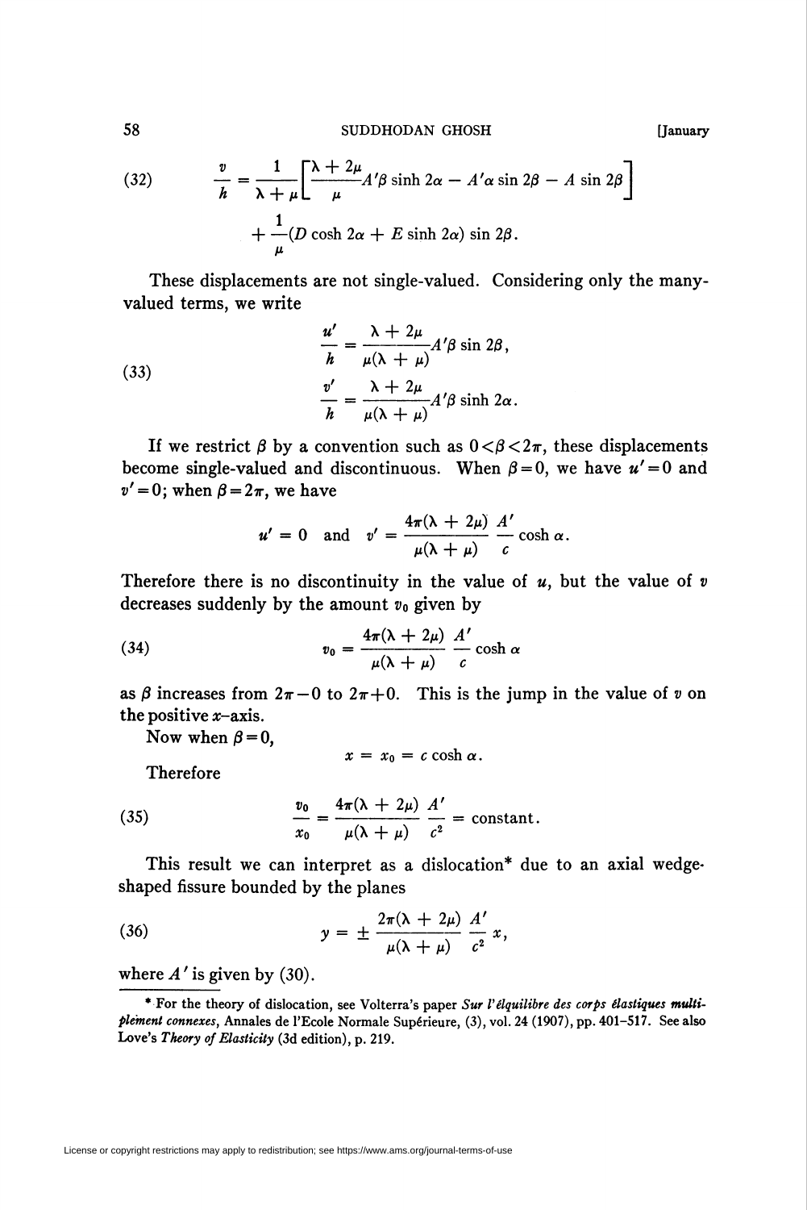$$
(32) \qquad \frac{v}{h} = \frac{1}{\lambda + \mu}\left[\frac{\lambda + 2\mu}{\mu} A'\beta \sinh 2\alpha - A'\alpha \sin 2\beta - A \sin 2\beta\right] + \frac{1}{\mu}(D \cosh 2\alpha + E \sinh 2\alpha) \sin 2\beta.
$$

These displacements are not single-valued. Considering only the many-valued terms, we write

$$
(33) \qquad \begin{aligned} \frac{u'}{h} &= \frac{\lambda + 2\mu}{\mu(\lambda + \mu)} A'\beta \sin 2\beta, \\ \frac{v'}{h} &= \frac{\lambda + 2\mu}{\mu(\lambda + \mu)} A'\beta \sinh 2\alpha. \end{aligned}
$$

If we restrict $\beta$ by a convention such as $0 < \beta < 2\pi$, these displacements become single-valued and discontinuous. When $\beta = 0$, we have $u' = 0$ and $v' = 0$; when $\beta = 2\pi$, we have

$$
u' = 0 \quad \text{and} \quad v' = \frac{4\pi(\lambda + 2\mu)}{\mu(\lambda + \mu)} \frac{A'}{c} \cosh \alpha.
$$

Therefore there is no discontinuity in the value of $u$, but the value of $v$ decreases suddenly by the amount $v_0$ given by

$$
(34) \qquad v_0 = \frac{4\pi(\lambda + 2\mu)}{\mu(\lambda + \mu)} \frac{A'}{c} \cosh \alpha
$$

as $\beta$ increases from $2\pi - 0$ to $2\pi + 0$. This is the jump in the value of $v$ on the positive $x$-axis.

Now when $\beta = 0$,

$$
x = x_0 = c \cosh \alpha.
$$

Therefore

$$
(35) \qquad \frac{v_0}{x_0} = \frac{4\pi(\lambda + 2\mu)}{\mu(\lambda + \mu)} \frac{A'}{c^2} = \text{constant}.
$$

This result we can interpret as a dislocation* due to an axial wedge-shaped fissure bounded by the planes

$$
(36) \qquad y = \pm \frac{2\pi(\lambda + 2\mu)}{\mu(\lambda + \mu)} \frac{A'}{c^2} x,
$$

where $A'$ is given by (30).

---

\* For the theory of dislocation, see Volterra's paper *Sur l'éiquilibre des corps élastiques multiplement connexes*, Annales de l'Ecole Normale Supérieure, (3), vol. 24 (1907), pp. 401–517. See also Love's *Theory of Elasticity* (3d edition), p. 219.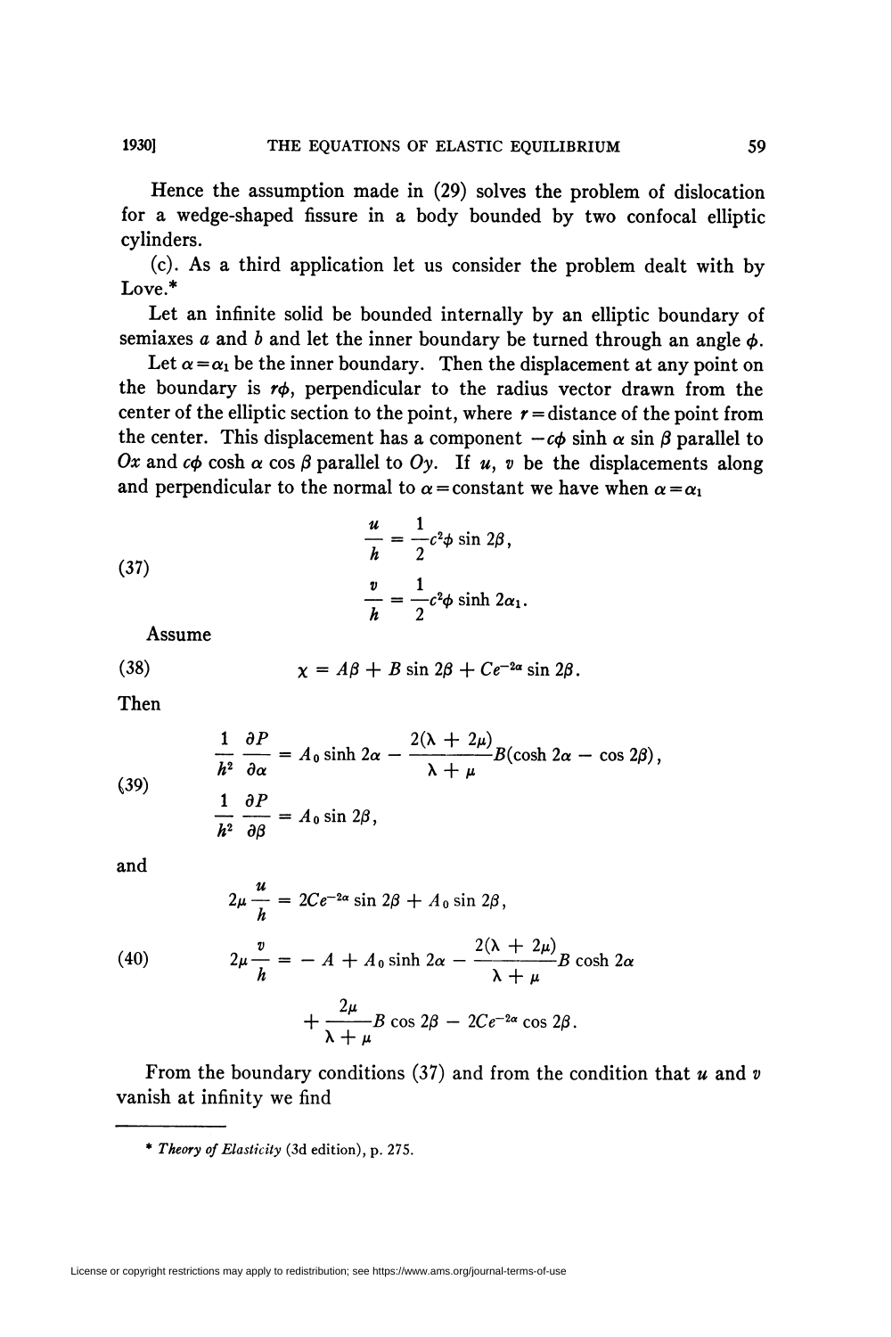Hence the assumption made in (29) solves the problem of dislocation for a wedge-shaped fissure in a body bounded by two confocal elliptic cylinders.

(c). As a third application let us consider the problem dealt with by Love.*

Let an infinite solid be bounded internally by an elliptic boundary of semiaxes $a$ and $b$ and let the inner boundary be turned through an angle $\phi$.

Let $\alpha = \alpha_1$ be the inner boundary. Then the displacement at any point on the boundary is $r\phi$, perpendicular to the radius vector drawn from the center of the elliptic section to the point, where $r$ = distance of the point from the center. This displacement has a component $-c\phi \sinh \alpha \sin \beta$ parallel to $Ox$ and $c\phi \cosh \alpha \cos \beta$ parallel to $Oy$. If $u$, $v$ be the displacements along and perpendicular to the normal to $\alpha$ = constant we have when $\alpha = \alpha_1$

$$
\begin{aligned}
\frac{u}{h} &= \frac{1}{2} c^2 \phi \sin 2\beta, \\
\frac{v}{h} &= \frac{1}{2} c^2 \phi \sinh 2\alpha_1.
\end{aligned} \tag{37}
$$

Assume

$$
\chi = A\beta + B \sin 2\beta + Ce^{-2\alpha} \sin 2\beta. \tag{38}
$$

Then

$$
\begin{aligned}
\frac{1}{h^2} \frac{\partial P}{\partial \alpha} &= A_0 \sinh 2\alpha - \frac{2(\lambda + 2\mu)}{\lambda + \mu} B(\cosh 2\alpha - \cos 2\beta), \\
\frac{1}{h^2} \frac{\partial P}{\partial \beta} &= A_0 \sin 2\beta,
\end{aligned} \tag{39}
$$

and

$$
\begin{aligned}
2\mu \frac{u}{h} &= 2Ce^{-2\alpha} \sin 2\beta + A_0 \sin 2\beta, \\
2\mu \frac{v}{h} &= -A + A_0 \sinh 2\alpha - \frac{2(\lambda + 2\mu)}{\lambda + \mu} B \cosh 2\alpha \\
&\quad + \frac{2\mu}{\lambda + \mu} B \cos 2\beta - 2Ce^{-2\alpha} \cos 2\beta.
\end{aligned} \tag{40}
$$

From the boundary conditions (37) and from the condition that $u$ and $v$ vanish at infinity we find

---

\* *Theory of Elasticity* (3d edition), p. 275.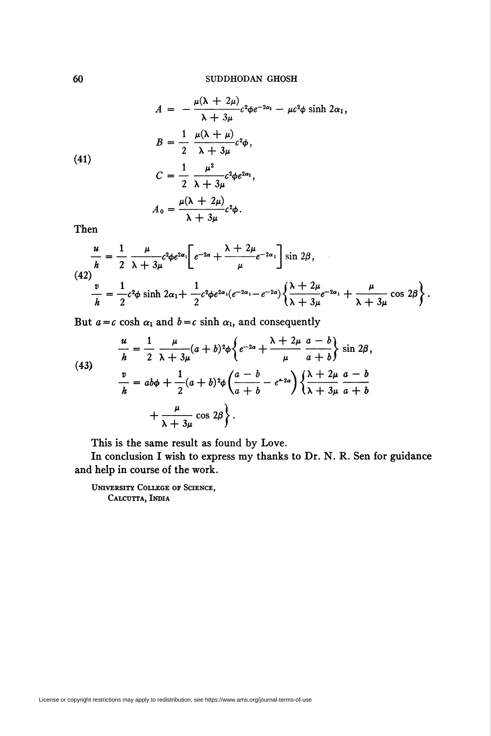$$
(41) \qquad
\begin{aligned}
A &= -\frac{\mu(\lambda+2\mu)}{\lambda+3\mu}c^2\phi e^{-2\alpha_1} - \mu c^2\phi \sinh 2\alpha_1, \\
B &= \frac{1}{2}\,\frac{\mu(\lambda+\mu)}{\lambda+3\mu}c^2\phi, \\
C &= \frac{1}{2}\,\frac{\mu^2}{\lambda+3\mu}c^2\phi e^{2\alpha_1}, \\
A_0 &= \frac{\mu(\lambda+2\mu)}{\lambda+3\mu}c^2\phi.
\end{aligned}
$$

Then

$$
(42) \qquad
\begin{aligned}
\frac{u}{h} &= \frac{1}{2}\,\frac{\mu}{\lambda+3\mu}c^2\phi e^{2\alpha_1}\left[e^{-2\alpha} + \frac{\lambda+2\mu}{\mu}e^{-2\alpha_1}\right]\sin 2\beta, \\
\frac{v}{h} &= \frac{1}{2}c^2\phi \sinh 2\alpha_1 + \frac{1}{2}c^2\phi e^{2\alpha_1}(e^{-2\alpha_1} - e^{-2\alpha})\left\{\frac{\lambda+2\mu}{\lambda+3\mu}e^{-2\alpha_1} + \frac{\mu}{\lambda+3\mu}\cos 2\beta\right\}.
\end{aligned}
$$

But $a = c\cosh\alpha_1$ and $b = c\sinh\alpha_1$, and consequently

$$
(43) \qquad
\begin{aligned}
\frac{u}{h} &= \frac{1}{2}\,\frac{\mu}{\lambda+3\mu}(a+b)^2\phi\left\{e^{-2\alpha} + \frac{\lambda+2\mu}{\mu}\,\frac{a-b}{a+b}\right\}\sin 2\beta, \\
\frac{v}{h} &= ab\phi + \frac{1}{2}(a+b)^2\phi\left(\frac{a-b}{a+b} - e^{-2\alpha}\right)\left\{\frac{\lambda+2\mu}{\lambda+3\mu}\,\frac{a-b}{a+b} \right. \\
&\qquad \left. + \frac{\mu}{\lambda+3\mu}\cos 2\beta\right\}.
\end{aligned}
$$

This is the same result as found by Love.

In conclusion I wish to express my thanks to Dr. N. R. Sen for guidance and help in course of the work.

UNIVERSITY COLLEGE OF SCIENCE,
CALCUTTA, INDIA